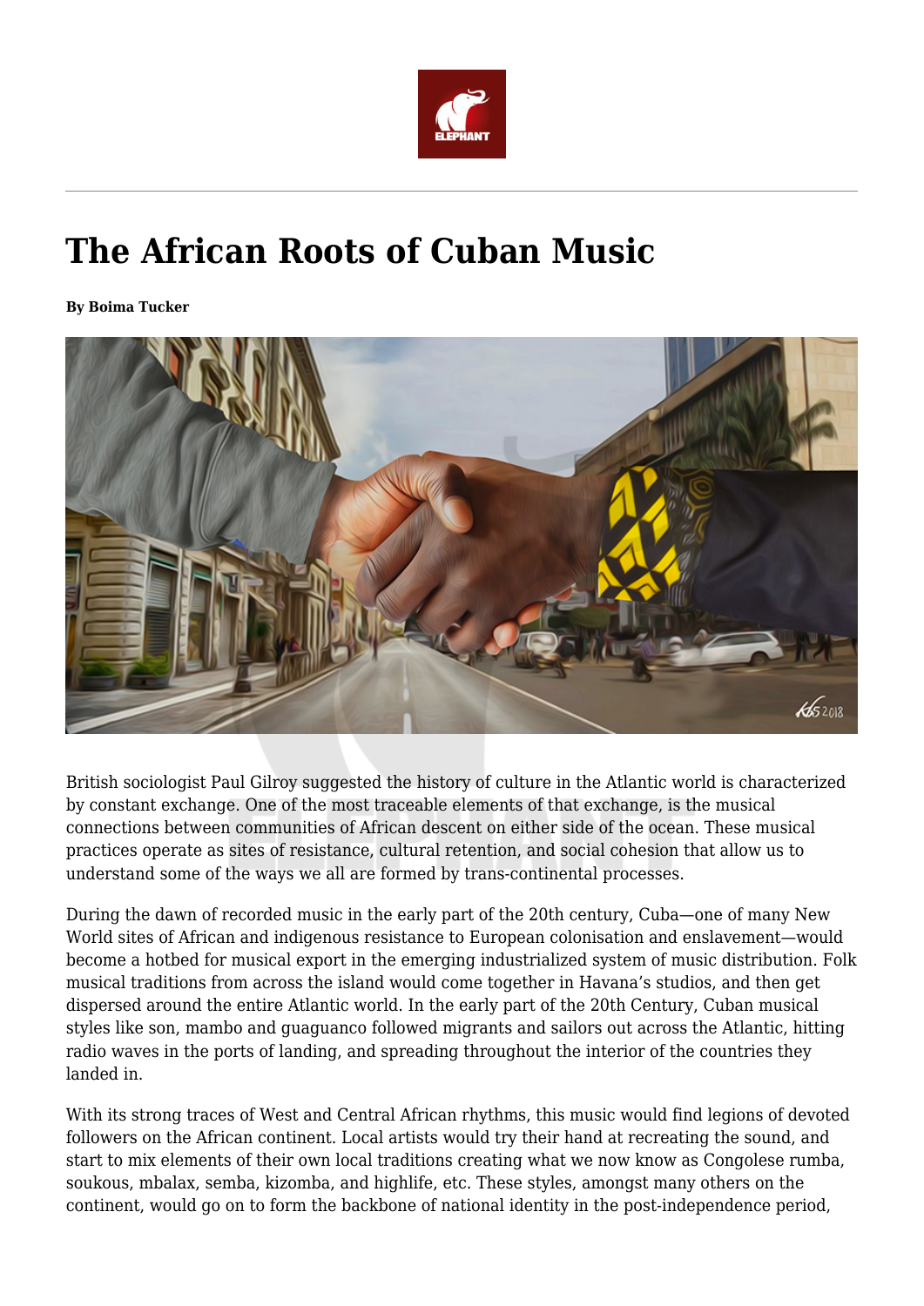# The African Roots of Cuban Music

**By Boima Tucker**

British sociologist Paul Gilroy suggested the history of culture in the Atlantic world is characterized by constant exchange. One of the most traceable elements of that exchange, is the musical connections between communities of African descent on either side of the ocean. These musical practices operate as sites of resistance, cultural retention, and social cohesion that allow us to understand some of the ways we all are formed by trans-continental processes.

During the dawn of recorded music in the early part of the 20th century, Cuba—one of many New World sites of African and indigenous resistance to European colonisation and enslavement—would become a hotbed for musical export in the emerging industrialized system of music distribution. Folk musical traditions from across the island would come together in Havana's studios, and then get dispersed around the entire Atlantic world. In the early part of the 20th Century, Cuban musical styles like son, mambo and guaguanco followed migrants and sailors out across the Atlantic, hitting radio waves in the ports of landing, and spreading throughout the interior of the countries they landed in.

With its strong traces of West and Central African rhythms, this music would find legions of devoted followers on the African continent. Local artists would try their hand at recreating the sound, and start to mix elements of their own local traditions creating what we now know as Congolese rumba, soukous, mbalax, semba, kizomba, and highlife, etc. These styles, amongst many others on the continent, would go on to form the backbone of national identity in the post-independence period,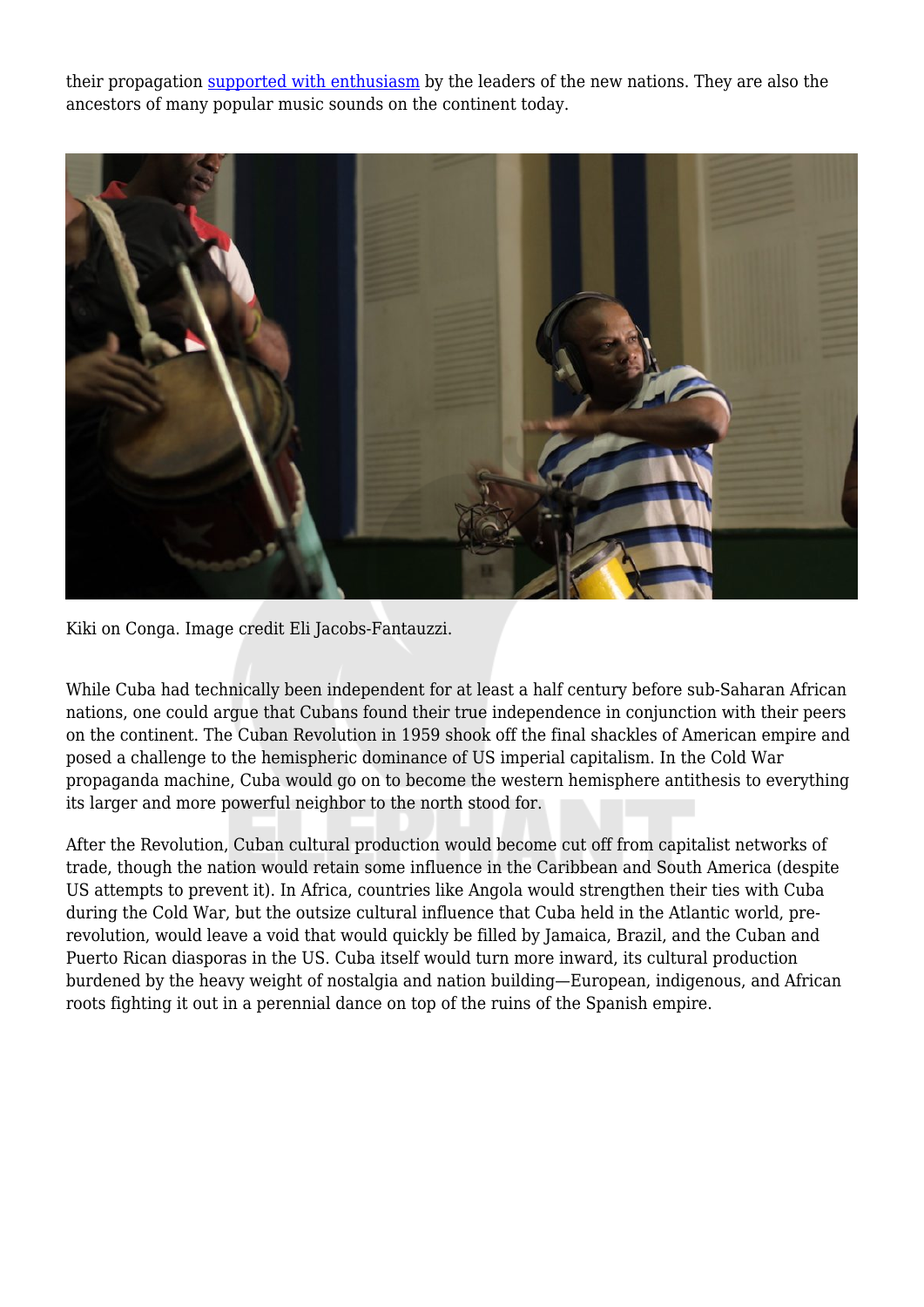their propagation supported with enthusiasm by the leaders of the new nations. They are also the ancestors of many popular music sounds on the continent today.

Kiki on Conga. Image credit Eli Jacobs-Fantauzzi.

While Cuba had technically been independent for at least a half century before sub-Saharan African nations, one could argue that Cubans found their true independence in conjunction with their peers on the continent. The Cuban Revolution in 1959 shook off the final shackles of American empire and posed a challenge to the hemispheric dominance of US imperial capitalism. In the Cold War propaganda machine, Cuba would go on to become the western hemisphere antithesis to everything its larger and more powerful neighbor to the north stood for.

After the Revolution, Cuban cultural production would become cut off from capitalist networks of trade, though the nation would retain some influence in the Caribbean and South America (despite US attempts to prevent it). In Africa, countries like Angola would strengthen their ties with Cuba during the Cold War, but the outsize cultural influence that Cuba held in the Atlantic world, pre-revolution, would leave a void that would quickly be filled by Jamaica, Brazil, and the Cuban and Puerto Rican diasporas in the US. Cuba itself would turn more inward, its cultural production burdened by the heavy weight of nostalgia and nation building—European, indigenous, and African roots fighting it out in a perennial dance on top of the ruins of the Spanish empire.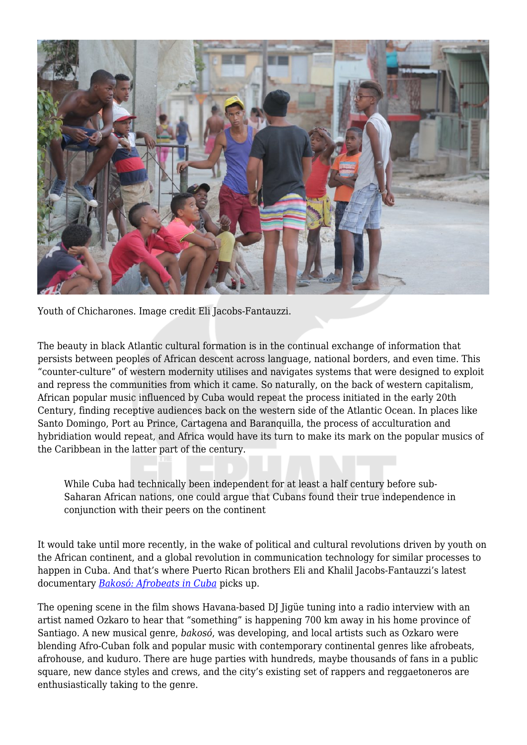Youth of Chicharones. Image credit Eli Jacobs-Fantauzzi.

The beauty in black Atlantic cultural formation is in the continual exchange of information that persists between peoples of African descent across language, national borders, and even time. This "counter-culture" of western modernity utilises and navigates systems that were designed to exploit and repress the communities from which it came. So naturally, on the back of western capitalism, African popular music influenced by Cuba would repeat the process initiated in the early 20th Century, finding receptive audiences back on the western side of the Atlantic Ocean. In places like Santo Domingo, Port au Prince, Cartagena and Baranquilla, the process of acculturation and hybridiation would repeat, and Africa would have its turn to make its mark on the popular musics of the Caribbean in the latter part of the century.

> While Cuba had technically been independent for at least a half century before sub-Saharan African nations, one could argue that Cubans found their true independence in conjunction with their peers on the continent

It would take until more recently, in the wake of political and cultural revolutions driven by youth on the African continent, and a global revolution in communication technology for similar processes to happen in Cuba. And that's where Puerto Rican brothers Eli and Khalil Jacobs-Fantauzzi's latest documentary *Bakosó: Afrobeats in Cuba* picks up.

The opening scene in the film shows Havana-based DJ Jigüe tuning into a radio interview with an artist named Ozkaro to hear that "something" is happening 700 km away in his home province of Santiago. A new musical genre, *bakosó*, was developing, and local artists such as Ozkaro were blending Afro-Cuban folk and popular music with contemporary continental genres like afrobeats, afrohouse, and kuduro. There are huge parties with hundreds, maybe thousands of fans in a public square, new dance styles and crews, and the city's existing set of rappers and reggaetoneros are enthusiastically taking to the genre.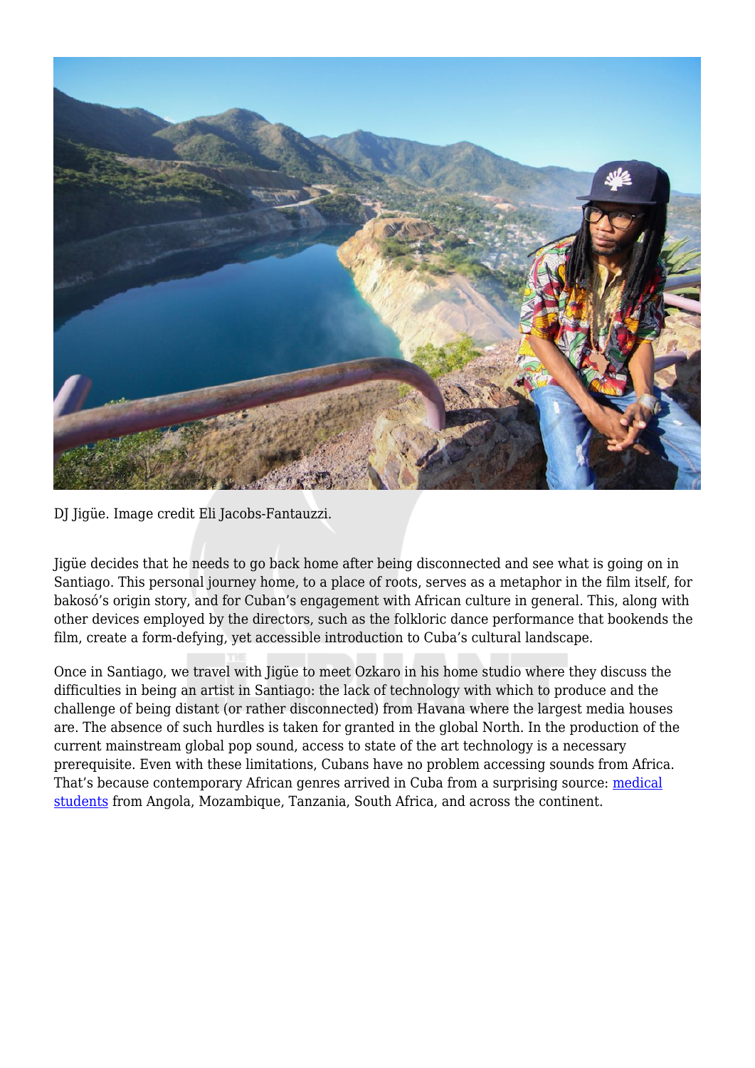DJ Jigüe. Image credit Eli Jacobs-Fantauzzi.

Jigüe decides that he needs to go back home after being disconnected and see what is going on in Santiago. This personal journey home, to a place of roots, serves as a metaphor in the film itself, for bakosó's origin story, and for Cuban's engagement with African culture in general. This, along with other devices employed by the directors, such as the folkloric dance performance that bookends the film, create a form-defying, yet accessible introduction to Cuba's cultural landscape.

Once in Santiago, we travel with Jigüe to meet Ozkaro in his home studio where they discuss the difficulties in being an artist in Santiago: the lack of technology with which to produce and the challenge of being distant (or rather disconnected) from Havana where the largest media houses are. The absence of such hurdles is taken for granted in the global North. In the production of the current mainstream global pop sound, access to state of the art technology is a necessary prerequisite. Even with these limitations, Cubans have no problem accessing sounds from Africa. That's because contemporary African genres arrived in Cuba from a surprising source: medical students from Angola, Mozambique, Tanzania, South Africa, and across the continent.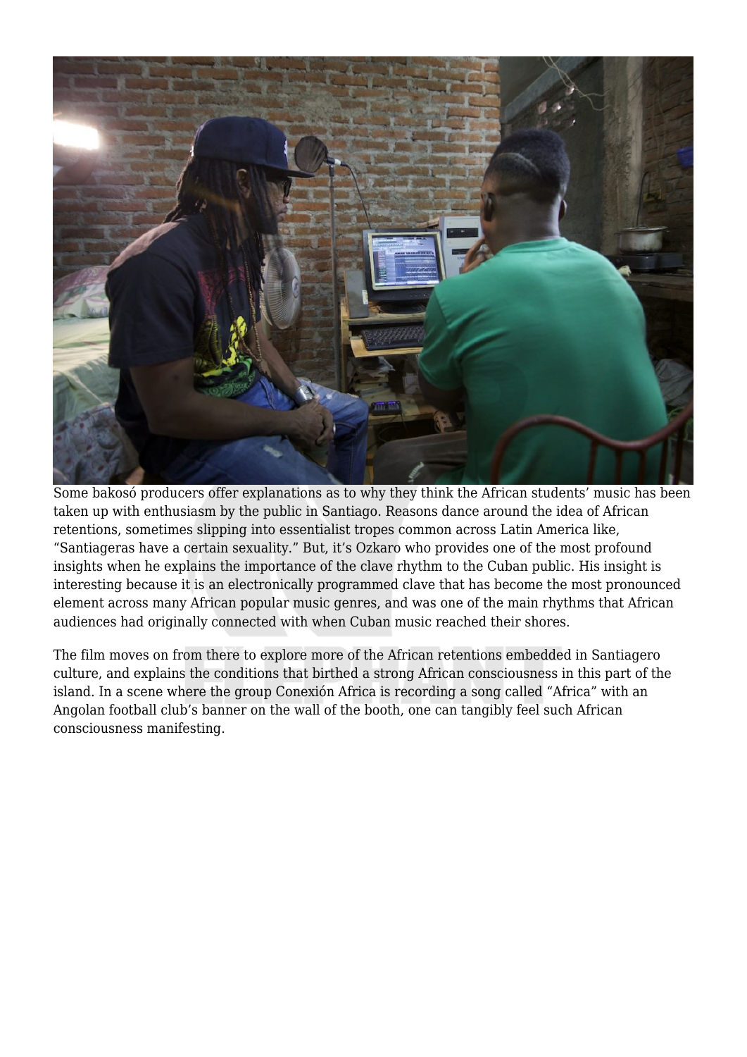Some bakosó producers offer explanations as to why they think the African students' music has been taken up with enthusiasm by the public in Santiago. Reasons dance around the idea of African retentions, sometimes slipping into essentialist tropes common across Latin America like, "Santiageras have a certain sexuality." But, it's Ozkaro who provides one of the most profound insights when he explains the importance of the clave rhythm to the Cuban public. His insight is interesting because it is an electronically programmed clave that has become the most pronounced element across many African popular music genres, and was one of the main rhythms that African audiences had originally connected with when Cuban music reached their shores.

The film moves on from there to explore more of the African retentions embedded in Santiagero culture, and explains the conditions that birthed a strong African consciousness in this part of the island. In a scene where the group Conexión Africa is recording a song called "Africa" with an Angolan football club's banner on the wall of the booth, one can tangibly feel such African consciousness manifesting.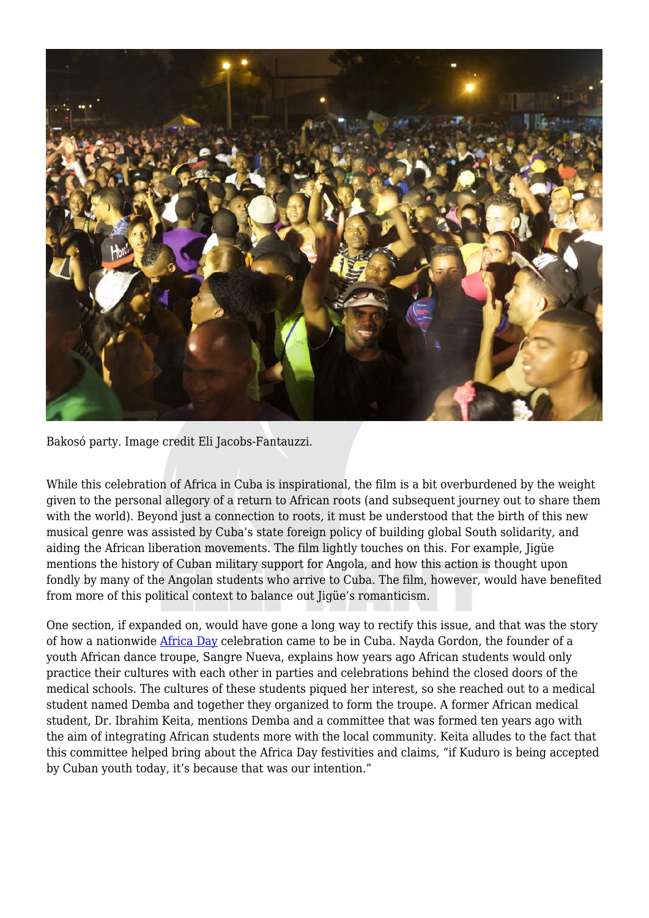Bakosó party. Image credit Eli Jacobs-Fantauzzi.

While this celebration of Africa in Cuba is inspirational, the film is a bit overburdened by the weight given to the personal allegory of a return to African roots (and subsequent journey out to share them with the world). Beyond just a connection to roots, it must be understood that the birth of this new musical genre was assisted by Cuba's state foreign policy of building global South solidarity, and aiding the African liberation movements. The film lightly touches on this. For example, Jigüe mentions the history of Cuban military support for Angola, and how this action is thought upon fondly by many of the Angolan students who arrive to Cuba. The film, however, would have benefited from more of this political context to balance out Jigüe's romanticism.

One section, if expanded on, would have gone a long way to rectify this issue, and that was the story of how a nationwide Africa Day celebration came to be in Cuba. Nayda Gordon, the founder of a youth African dance troupe, Sangre Nueva, explains how years ago African students would only practice their cultures with each other in parties and celebrations behind the closed doors of the medical schools. The cultures of these students piqued her interest, so she reached out to a medical student named Demba and together they organized to form the troupe. A former African medical student, Dr. Ibrahim Keita, mentions Demba and a committee that was formed ten years ago with the aim of integrating African students more with the local community. Keita alludes to the fact that this committee helped bring about the Africa Day festivities and claims, "if Kuduro is being accepted by Cuban youth today, it's because that was our intention."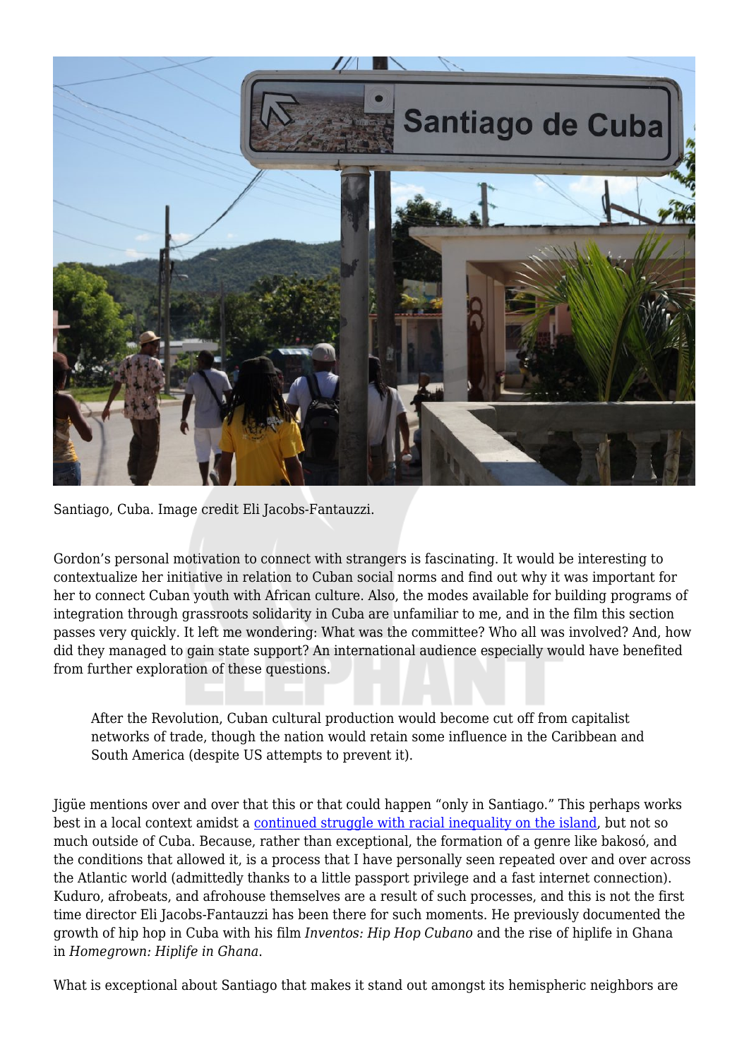Santiago, Cuba. Image credit Eli Jacobs-Fantauzzi.

Gordon's personal motivation to connect with strangers is fascinating. It would be interesting to contextualize her initiative in relation to Cuban social norms and find out why it was important for her to connect Cuban youth with African culture. Also, the modes available for building programs of integration through grassroots solidarity in Cuba are unfamiliar to me, and in the film this section passes very quickly. It left me wondering: What was the committee? Who all was involved? And, how did they managed to gain state support? An international audience especially would have benefited from further exploration of these questions.

> After the Revolution, Cuban cultural production would become cut off from capitalist networks of trade, though the nation would retain some influence in the Caribbean and South America (despite US attempts to prevent it).

Jigüe mentions over and over that this or that could happen "only in Santiago." This perhaps works best in a local context amidst a continued struggle with racial inequality on the island, but not so much outside of Cuba. Because, rather than exceptional, the formation of a genre like bakosó, and the conditions that allowed it, is a process that I have personally seen repeated over and over across the Atlantic world (admittedly thanks to a little passport privilege and a fast internet connection). Kuduro, afrobeats, and afrohouse themselves are a result of such processes, and this is not the first time director Eli Jacobs-Fantauzzi has been there for such moments. He previously documented the growth of hip hop in Cuba with his film *Inventos: Hip Hop Cubano* and the rise of hiplife in Ghana in *Homegrown: Hiplife in Ghana*.

What is exceptional about Santiago that makes it stand out amongst its hemispheric neighbors are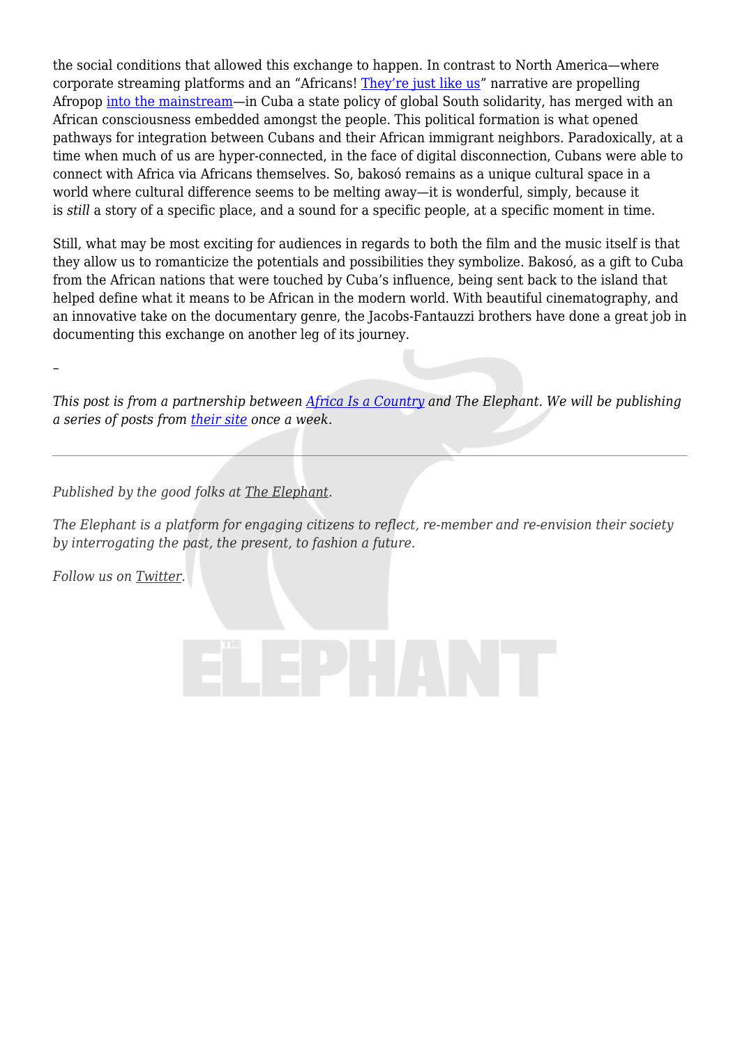the social conditions that allowed this exchange to happen. In contrast to North America—where corporate streaming platforms and an "Africans! They're just like us" narrative are propelling Afropop into the mainstream—in Cuba a state policy of global South solidarity, has merged with an African consciousness embedded amongst the people. This political formation is what opened pathways for integration between Cubans and their African immigrant neighbors. Paradoxically, at a time when much of us are hyper-connected, in the face of digital disconnection, Cubans were able to connect with Africa via Africans themselves. So, bakosó remains as a unique cultural space in a world where cultural difference seems to be melting away—it is wonderful, simply, because it is *still* a story of a specific place, and a sound for a specific people, at a specific moment in time.

Still, what may be most exciting for audiences in regards to both the film and the music itself is that they allow us to romanticize the potentials and possibilities they symbolize. Bakosó, as a gift to Cuba from the African nations that were touched by Cuba's influence, being sent back to the island that helped define what it means to be African in the modern world. With beautiful cinematography, and an innovative take on the documentary genre, the Jacobs-Fantauzzi brothers have done a great job in documenting this exchange on another leg of its journey.

–

*This post is from a partnership between Africa Is a Country and The Elephant. We will be publishing a series of posts from their site once a week.*

---

*Published by the good folks at The Elephant.*

*The Elephant is a platform for engaging citizens to reflect, re-member and re-envision their society by interrogating the past, the present, to fashion a future.*

*Follow us on Twitter.*